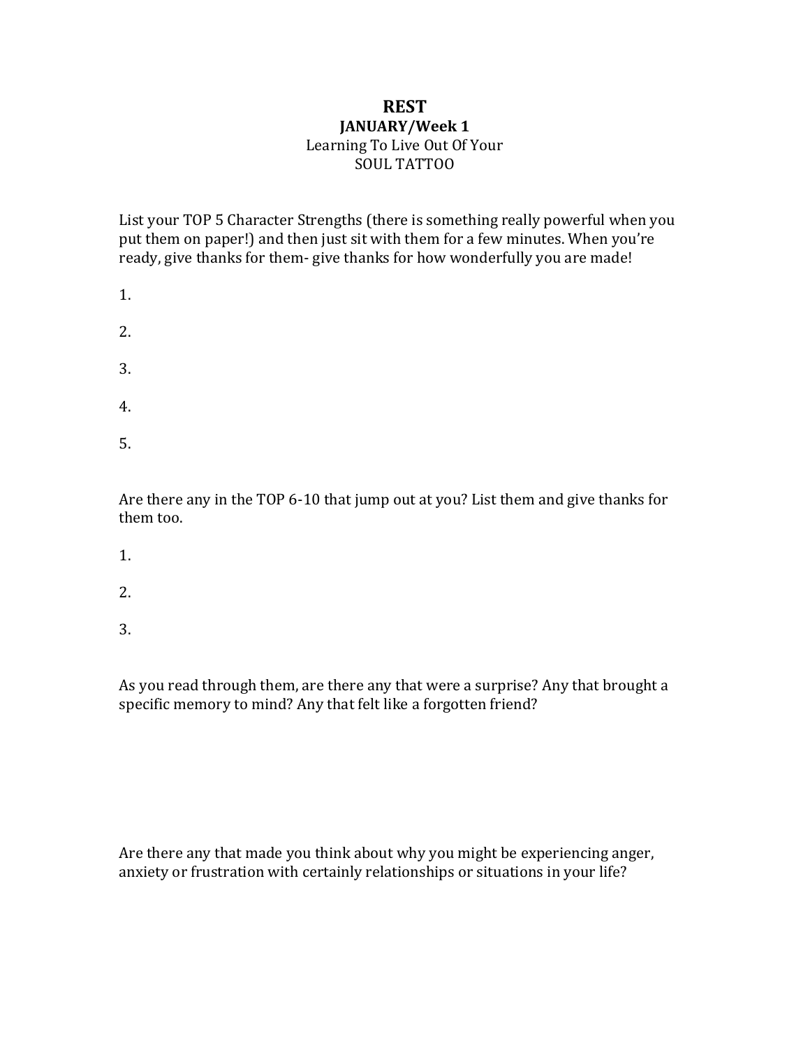# REST

## JANUARY/Week 1

Learning To Live Out Of Your
SOUL TATTOO

List your TOP 5 Character Strengths (there is something really powerful when you put them on paper!) and then just sit with them for a few minutes. When you're ready, give thanks for them- give thanks for how wonderfully you are made!

1.

2.

3.

4.

5.

Are there any in the TOP 6-10 that jump out at you? List them and give thanks for them too.

1.

2.

3.

As you read through them, are there any that were a surprise? Any that brought a specific memory to mind? Any that felt like a forgotten friend?

Are there any that made you think about why you might be experiencing anger, anxiety or frustration with certainly relationships or situations in your life?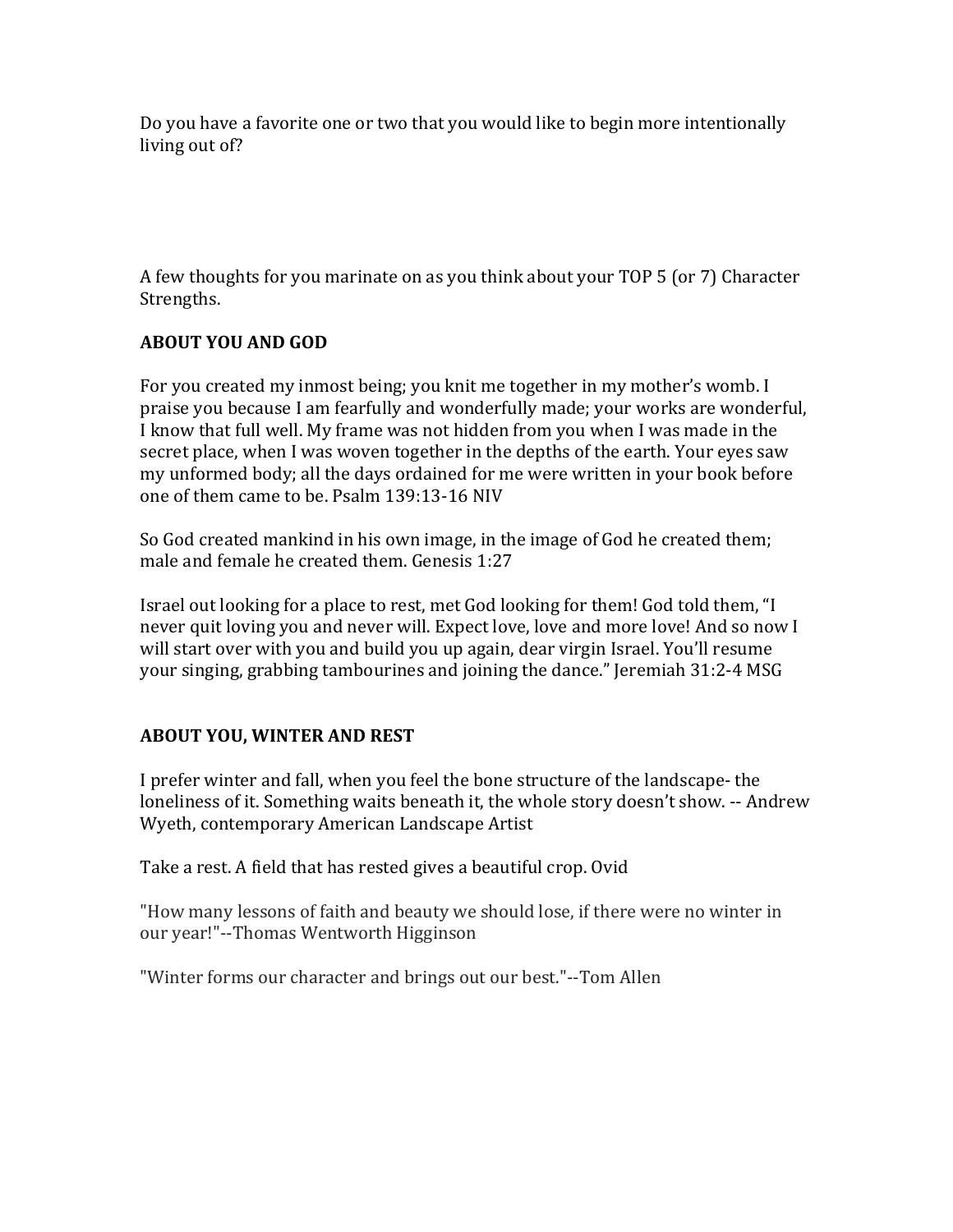Do you have a favorite one or two that you would like to begin more intentionally living out of?

A few thoughts for you marinate on as you think about your TOP 5 (or 7) Character Strengths.

**ABOUT YOU AND GOD**

For you created my inmost being; you knit me together in my mother's womb. I praise you because I am fearfully and wonderfully made; your works are wonderful, I know that full well. My frame was not hidden from you when I was made in the secret place, when I was woven together in the depths of the earth. Your eyes saw my unformed body; all the days ordained for me were written in your book before one of them came to be. Psalm 139:13-16 NIV

So God created mankind in his own image, in the image of God he created them; male and female he created them. Genesis 1:27

Israel out looking for a place to rest, met God looking for them! God told them, "I never quit loving you and never will. Expect love, love and more love! And so now I will start over with you and build you up again, dear virgin Israel. You'll resume your singing, grabbing tambourines and joining the dance." Jeremiah 31:2-4 MSG

**ABOUT YOU, WINTER AND REST**

I prefer winter and fall, when you feel the bone structure of the landscape- the loneliness of it. Something waits beneath it, the whole story doesn't show. -- Andrew Wyeth, contemporary American Landscape Artist

Take a rest. A field that has rested gives a beautiful crop. Ovid

"How many lessons of faith and beauty we should lose, if there were no winter in our year!"--Thomas Wentworth Higginson

"Winter forms our character and brings out our best."--Tom Allen